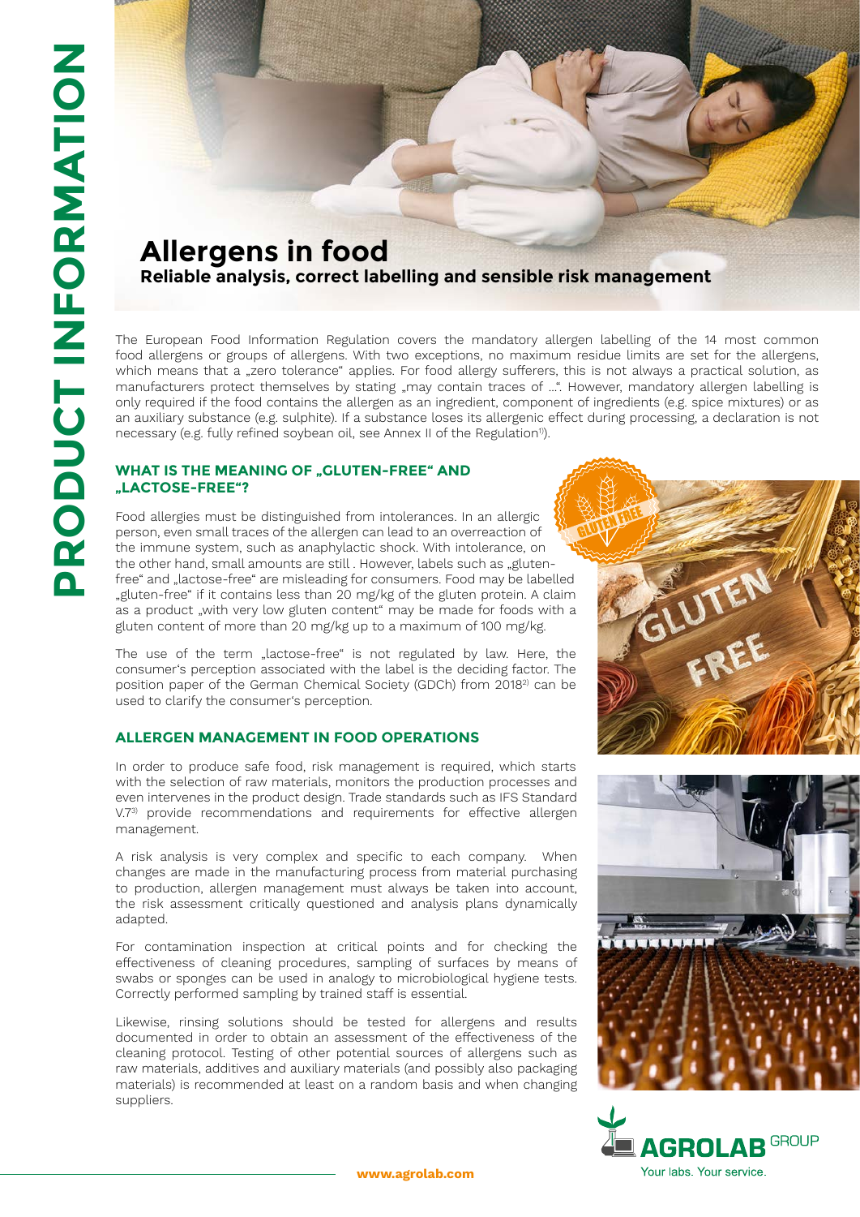# Allergens in food

## Reliable analysis, correct labelling and sensible risk management

The European Food Information Regulation covers the mandatory allergen labelling of the 14 most common food allergens or groups of allergens. With two exceptions, no maximum residue limits are set for the allergens, which means that a „zero tolerance“ applies. For food allergy sufferers, this is not always a practical solution, as manufacturers protect themselves by stating „may contain traces of ...“. However, mandatory allergen labelling is only required if the food contains the allergen as an ingredient, component of ingredients (e.g. spice mixtures) or as an auxiliary substance (e.g. sulphite). If a substance loses its allergenic effect during processing, a declaration is not necessary (e.g. fully refined soybean oil, see Annex II of the Regulation[1]).

### WHAT IS THE MEANING OF „GLUTEN-FREE“ AND „LACTOSE-FREE“?

Food allergies must be distinguished from intolerances. In an allergic person, even small traces of the allergen can lead to an overreaction of the immune system, such as anaphylactic shock. With intolerance, on the other hand, small amounts are still . However, labels such as „gluten-free“ and „lactose-free“ are misleading for consumers. Food may be labelled „gluten-free“ if it contains less than 20 mg/kg of the gluten protein. A claim as a product „with very low gluten content“ may be made for foods with a gluten content of more than 20 mg/kg up to a maximum of 100 mg/kg.

The use of the term „lactose-free“ is not regulated by law. Here, the consumer‘s perception associated with the label is the deciding factor. The position paper of the German Chemical Society (GDCh) from 2018[2] can be used to clarify the consumer‘s perception.

### ALLERGEN MANAGEMENT IN FOOD OPERATIONS

In order to produce safe food, risk management is required, which starts with the selection of raw materials, monitors the production processes and even intervenes in the product design. Trade standards such as IFS Standard V.7[3] provide recommendations and requirements for effective allergen management.

A risk analysis is very complex and specific to each company. When changes are made in the manufacturing process from material purchasing to production, allergen management must always be taken into account, the risk assessment critically questioned and analysis plans dynamically adapted.

For contamination inspection at critical points and for checking the effectiveness of cleaning procedures, sampling of surfaces by means of swabs or sponges can be used in analogy to microbiological hygiene tests. Correctly performed sampling by trained staff is essential.

Likewise, rinsing solutions should be tested for allergens and results documented in order to obtain an assessment of the effectiveness of the cleaning protocol. Testing of other potential sources of allergens such as raw materials, additives and auxiliary materials (and possibly also packaging materials) is recommended at least on a random basis and when changing suppliers.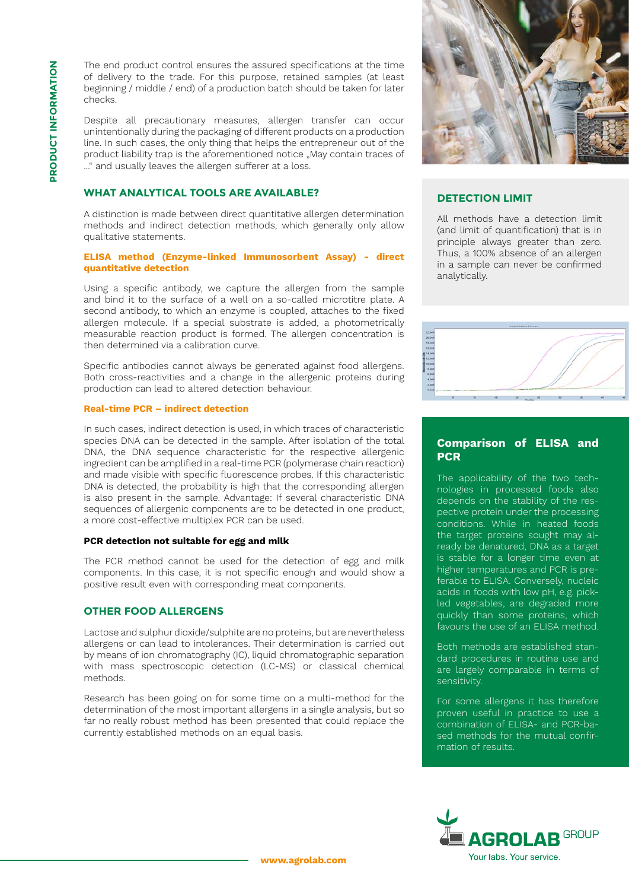The end product control ensures the assured specifications at the time of delivery to the trade. For this purpose, retained samples (at least beginning / middle / end) of a production batch should be taken for later checks.

Despite all precautionary measures, allergen transfer can occur unintentionally during the packaging of different products on a production line. In such cases, the only thing that helps the entrepreneur out of the product liability trap is the aforementioned notice „May contain traces of ...“ and usually leaves the allergen sufferer at a loss.

## WHAT ANALYTICAL TOOLS ARE AVAILABLE?

A distinction is made between direct quantitative allergen determination methods and indirect detection methods, which generally only allow qualitative statements.

### ELISA method (Enzyme-linked Immunosorbent Assay) - direct quantitative detection

Using a specific antibody, we capture the allergen from the sample and bind it to the surface of a well on a so-called microtitre plate. A second antibody, to which an enzyme is coupled, attaches to the fixed allergen molecule. If a special substrate is added, a photometrically measurable reaction product is formed. The allergen concentration is then determined via a calibration curve.

Specific antibodies cannot always be generated against food allergens. Both cross-reactivities and a change in the allergenic proteins during production can lead to altered detection behaviour.

### Real-time PCR – indirect detection

In such cases, indirect detection is used, in which traces of characteristic species DNA can be detected in the sample. After isolation of the total DNA, the DNA sequence characteristic for the respective allergenic ingredient can be amplified in a real-time PCR (polymerase chain reaction) and made visible with specific fluorescence probes. If this characteristic DNA is detected, the probability is high that the corresponding allergen is also present in the sample. Advantage: If several characteristic DNA sequences of allergenic components are to be detected in one product, a more cost-effective multiplex PCR can be used.

**PCR detection not suitable for egg and milk**

The PCR method cannot be used for the detection of egg and milk components. In this case, it is not specific enough and would show a positive result even with corresponding meat components.

## OTHER FOOD ALLERGENS

Lactose and sulphur dioxide/sulphite are no proteins, but are nevertheless allergens or can lead to intolerances. Their determination is carried out by means of ion chromatography (IC), liquid chromatographic separation with mass spectroscopic detection (LC-MS) or classical chemical methods.

Research has been going on for some time on a multi-method for the determination of the most important allergens in a single analysis, but so far no really robust method has been presented that could replace the currently established methods on an equal basis.

## DETECTION LIMIT

All methods have a detection limit (and limit of quantification) that is in principle always greater than zero. Thus, a 100% absence of an allergen in a sample can never be confirmed analytically.

## Comparison of ELISA and PCR

The applicability of the two technologies in processed foods also depends on the stability of the respective protein under the processing conditions. While in heated foods the target proteins sought may already be denatured, DNA as a target is stable for a longer time even at higher temperatures and PCR is preferable to ELISA. Conversely, nucleic acids in foods with low pH, e.g. pickled vegetables, are degraded more quickly than some proteins, which favours the use of an ELISA method.

Both methods are established standard procedures in routine use and are largely comparable in terms of sensitivity.

For some allergens it has therefore proven useful in practice to use a combination of ELISA- and PCR-based methods for the mutual confirmation of results.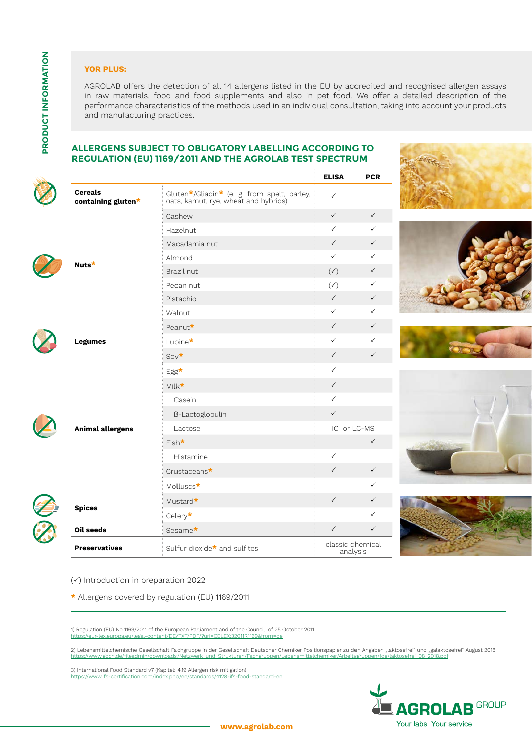**YOR PLUS:**

AGROLAB offers the detection of all 14 allergens listed in the EU by accredited and recognised allergen assays in raw materials, food and food supplements and also in pet food. We offer a detailed description of the performance characteristics of the methods used in an individual consultation, taking into account your products and manufacturing practices.

## ALLERGENS SUBJECT TO OBLIGATORY LABELLING ACCORDING TO REGULATION (EU) 1169/2011 AND THE AGROLAB TEST SPECTRUM

| | | ELISA | PCR |
|---|---|---|---|
| **Cereals containing gluten*** | Gluten*/Gliadin* (e. g. from spelt, barley, oats, kamut, rye, wheat and hybrids) | ✓ | |
| **Nuts*** | Cashew | ✓ | ✓ |
| | Hazelnut | ✓ | ✓ |
| | Macadamia nut | ✓ | ✓ |
| | Almond | ✓ | ✓ |
| | Brazil nut | (✓) | ✓ |
| | Pecan nut | (✓) | ✓ |
| | Pistachio | ✓ | ✓ |
| | Walnut | ✓ | ✓ |
| **Legumes** | Peanut* | ✓ | ✓ |
| | Lupine* | ✓ | ✓ |
| | Soy* | ✓ | ✓ |
| **Animal allergens** | Egg* | ✓ | |
| | Milk* | ✓ | |
| | Casein | ✓ | |
| | ß-Lactoglobulin | ✓ | |
| | Lactose | IC or LC-MS | |
| | Fish* | | ✓ |
| | Histamine | ✓ | |
| | Crustaceans* | ✓ | ✓ |
| | Molluscs* | | ✓ |
| **Spices** | Mustard* | ✓ | ✓ |
| | Celery* | | ✓ |
| **Oil seeds** | Sesame* | ✓ | ✓ |
| **Preservatives** | Sulfur dioxide* and sulfites | classic chemical analysis | |

(✓) Introduction in preparation 2022

* Allergens covered by regulation (EU) 1169/2011

1) Regulation (EU) No 1169/2011 of the European Parliament and of the Council of 25 October 2011
https://eur-lex.europa.eu/legal-content/DE/TXT/PDF/?uri=CELEX:32011R1169&from=de

2) Lebensmittelchemische Gesellschaft Fachgruppe in der Gesellschaft Deutscher Chemiker Positionspapier zu den Angaben „laktosefrei" und „galaktosefrei" August 2018
https://www.gdch.de/fileadmin/downloads/Netzwerk_und_Strukturen/Fachgruppen/Lebensmittelchemiker/Arbeitsgruppen/fde/laktosefrei_08_2018.pdf

3) International Food Standard v7 (Kapitel: 4.19 Allergen risk mitigation)
https://www.ifs-certification.com/index.php/en/standards/4128-ifs-food-standard-en

AGROLAB GROUP
Your labs. Your service.

www.agrolab.com